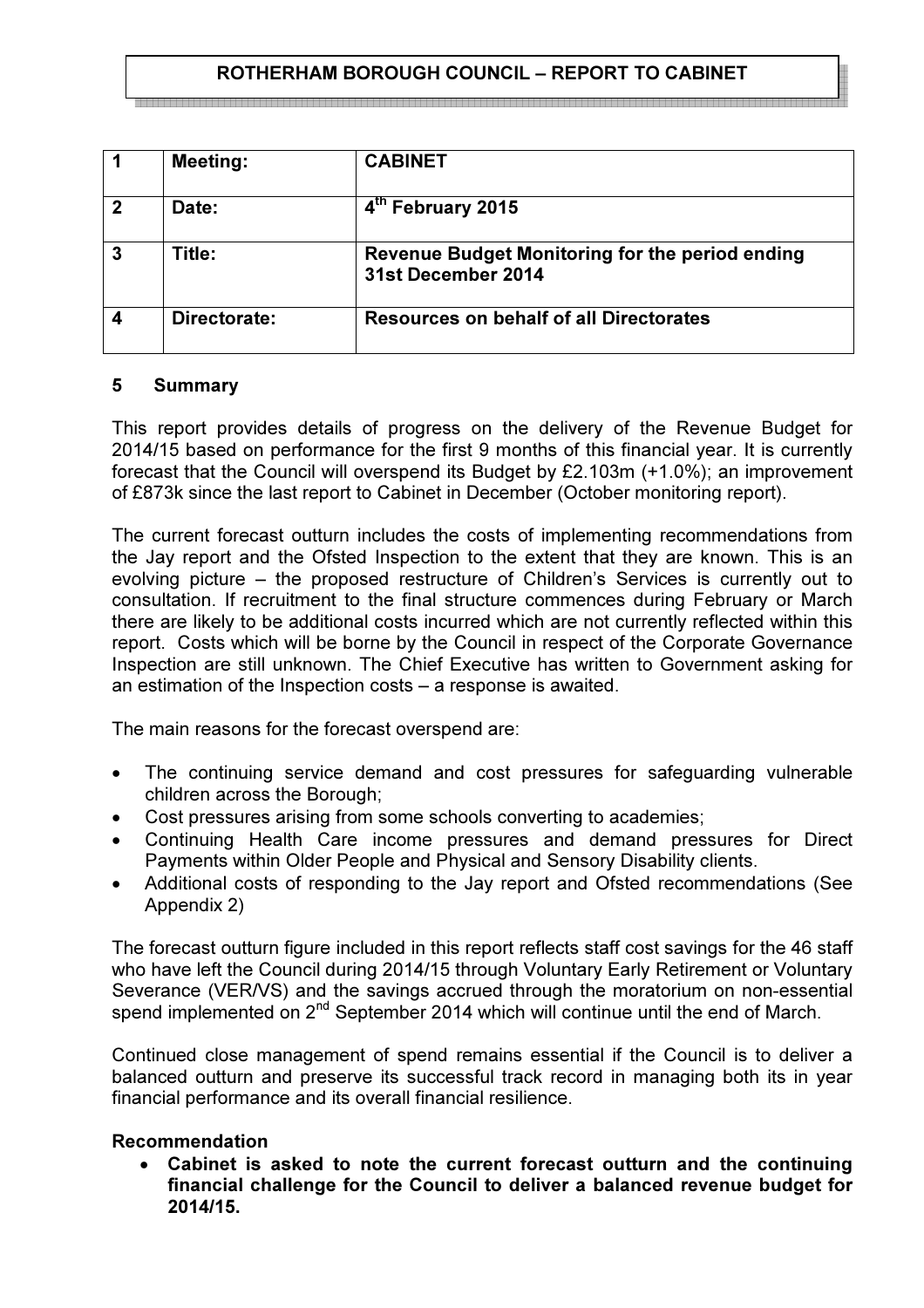**ROTHERHAM BOROUGH COUNCIL – REPORT TO CABINET**

| | | |
|---|---|---|
| **1** | **Meeting:** | **CABINET** |
| **2** | **Date:** | **4th February 2015** |
| **3** | **Title:** | **Revenue Budget Monitoring for the period ending 31st December 2014** |
| **4** | **Directorate:** | **Resources on behalf of all Directorates** |

## 5 Summary

This report provides details of progress on the delivery of the Revenue Budget for 2014/15 based on performance for the first 9 months of this financial year. It is currently forecast that the Council will overspend its Budget by £2.103m (+1.0%); an improvement of £873k since the last report to Cabinet in December (October monitoring report).

The current forecast outturn includes the costs of implementing recommendations from the Jay report and the Ofsted Inspection to the extent that they are known. This is an evolving picture – the proposed restructure of Children's Services is currently out to consultation. If recruitment to the final structure commences during February or March there are likely to be additional costs incurred which are not currently reflected within this report. Costs which will be borne by the Council in respect of the Corporate Governance Inspection are still unknown. The Chief Executive has written to Government asking for an estimation of the Inspection costs – a response is awaited.

The main reasons for the forecast overspend are:

- The continuing service demand and cost pressures for safeguarding vulnerable children across the Borough;
- Cost pressures arising from some schools converting to academies;
- Continuing Health Care income pressures and demand pressures for Direct Payments within Older People and Physical and Sensory Disability clients.
- Additional costs of responding to the Jay report and Ofsted recommendations (See Appendix 2)

The forecast outturn figure included in this report reflects staff cost savings for the 46 staff who have left the Council during 2014/15 through Voluntary Early Retirement or Voluntary Severance (VER/VS) and the savings accrued through the moratorium on non-essential spend implemented on 2nd September 2014 which will continue until the end of March.

Continued close management of spend remains essential if the Council is to deliver a balanced outturn and preserve its successful track record in managing both its in year financial performance and its overall financial resilience.

**Recommendation**

- **Cabinet is asked to note the current forecast outturn and the continuing financial challenge for the Council to deliver a balanced revenue budget for 2014/15.**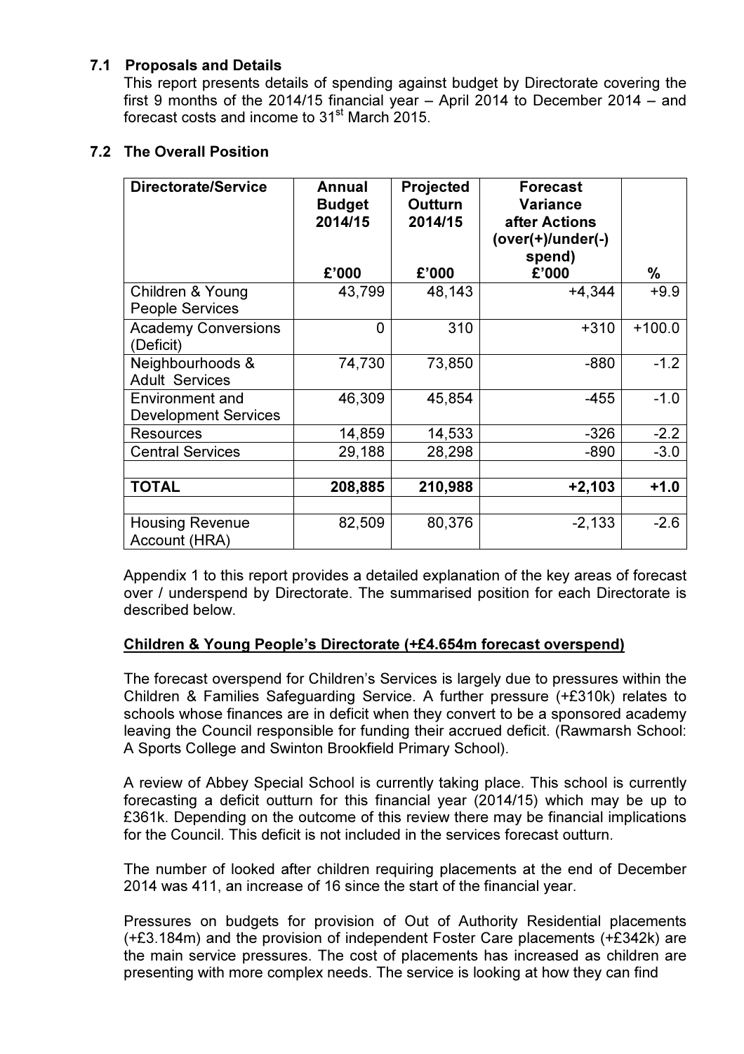### 7.1 Proposals and Details

This report presents details of spending against budget by Directorate covering the first 9 months of the 2014/15 financial year – April 2014 to December 2014 – and forecast costs and income to 31st March 2015.

### 7.2 The Overall Position

| Directorate/Service | Annual Budget 2014/15 £'000 | Projected Outturn 2014/15 £'000 | Forecast Variance after Actions (over(+)/under(-) spend) £'000 | % |
|---|---|---|---|---|
| Children & Young People Services | 43,799 | 48,143 | +4,344 | +9.9 |
| Academy Conversions (Deficit) | 0 | 310 | +310 | +100.0 |
| Neighbourhoods & Adult Services | 74,730 | 73,850 | -880 | -1.2 |
| Environment and Development Services | 46,309 | 45,854 | -455 | -1.0 |
| Resources | 14,859 | 14,533 | -326 | -2.2 |
| Central Services | 29,188 | 28,298 | -890 | -3.0 |
| | | | | |
| **TOTAL** | **208,885** | **210,988** | **+2,103** | **+1.0** |
| | | | | |
| Housing Revenue Account (HRA) | 82,509 | 80,376 | -2,133 | -2.6 |

Appendix 1 to this report provides a detailed explanation of the key areas of forecast over / underspend by Directorate. The summarised position for each Directorate is described below.

**Children & Young People's Directorate (+£4.654m forecast overspend)**

The forecast overspend for Children's Services is largely due to pressures within the Children & Families Safeguarding Service. A further pressure (+£310k) relates to schools whose finances are in deficit when they convert to be a sponsored academy leaving the Council responsible for funding their accrued deficit. (Rawmarsh School: A Sports College and Swinton Brookfield Primary School).

A review of Abbey Special School is currently taking place. This school is currently forecasting a deficit outturn for this financial year (2014/15) which may be up to £361k. Depending on the outcome of this review there may be financial implications for the Council. This deficit is not included in the services forecast outturn.

The number of looked after children requiring placements at the end of December 2014 was 411, an increase of 16 since the start of the financial year.

Pressures on budgets for provision of Out of Authority Residential placements (+£3.184m) and the provision of independent Foster Care placements (+£342k) are the main service pressures. The cost of placements has increased as children are presenting with more complex needs. The service is looking at how they can find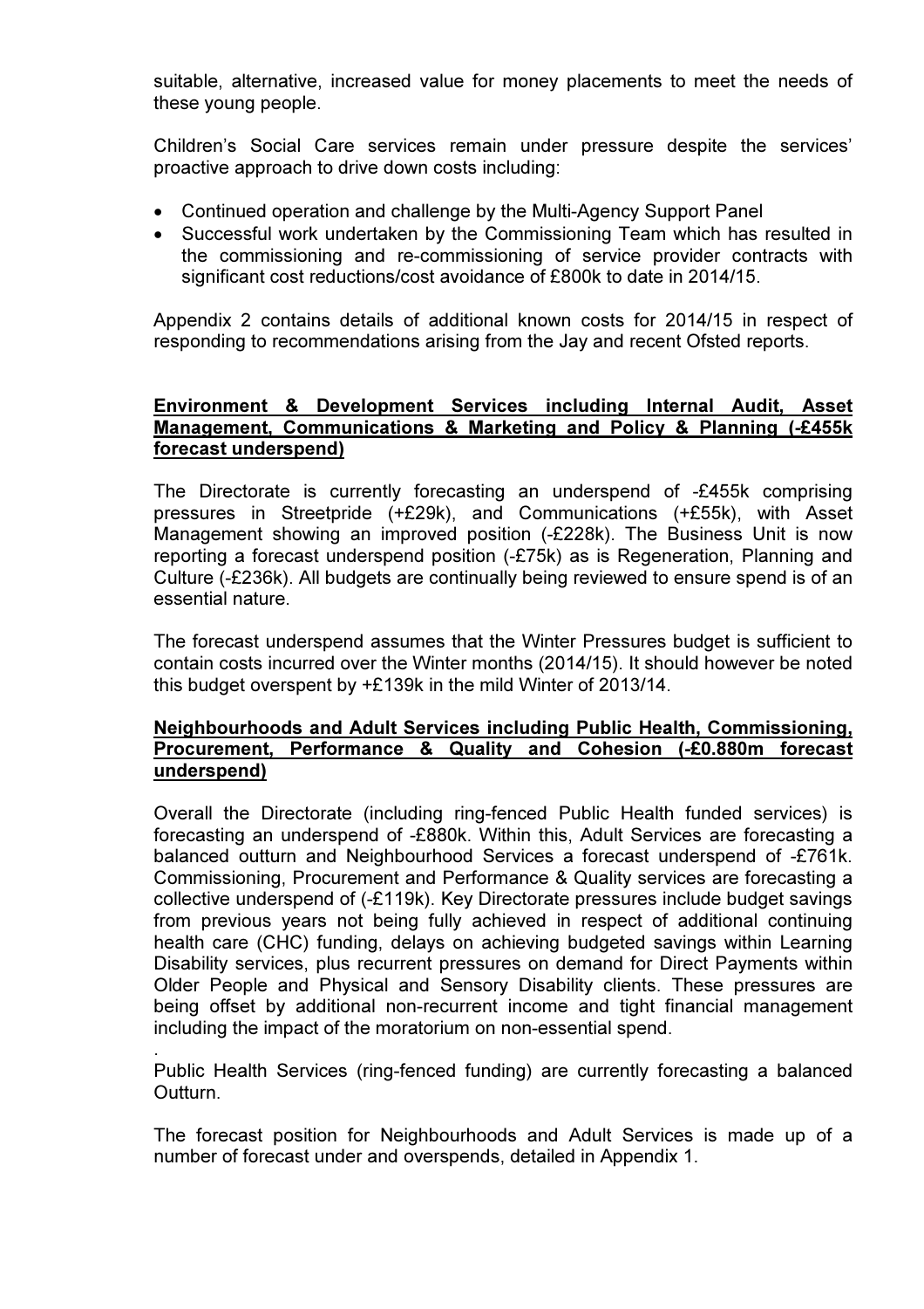suitable, alternative, increased value for money placements to meet the needs of these young people.

Children's Social Care services remain under pressure despite the services' proactive approach to drive down costs including:

- Continued operation and challenge by the Multi-Agency Support Panel
- Successful work undertaken by the Commissioning Team which has resulted in the commissioning and re-commissioning of service provider contracts with significant cost reductions/cost avoidance of £800k to date in 2014/15.

Appendix 2 contains details of additional known costs for 2014/15 in respect of responding to recommendations arising from the Jay and recent Ofsted reports.

**Environment & Development Services including Internal Audit, Asset Management, Communications & Marketing and Policy & Planning (-£455k forecast underspend)**

The Directorate is currently forecasting an underspend of -£455k comprising pressures in Streetpride (+£29k), and Communications (+£55k), with Asset Management showing an improved position (-£228k). The Business Unit is now reporting a forecast underspend position (-£75k) as is Regeneration, Planning and Culture (-£236k). All budgets are continually being reviewed to ensure spend is of an essential nature.

The forecast underspend assumes that the Winter Pressures budget is sufficient to contain costs incurred over the Winter months (2014/15). It should however be noted this budget overspent by +£139k in the mild Winter of 2013/14.

**Neighbourhoods and Adult Services including Public Health, Commissioning, Procurement, Performance & Quality and Cohesion (-£0.880m forecast underspend)**

Overall the Directorate (including ring-fenced Public Health funded services) is forecasting an underspend of -£880k. Within this, Adult Services are forecasting a balanced outturn and Neighbourhood Services a forecast underspend of -£761k. Commissioning, Procurement and Performance & Quality services are forecasting a collective underspend of (-£119k). Key Directorate pressures include budget savings from previous years not being fully achieved in respect of additional continuing health care (CHC) funding, delays on achieving budgeted savings within Learning Disability services, plus recurrent pressures on demand for Direct Payments within Older People and Physical and Sensory Disability clients. These pressures are being offset by additional non-recurrent income and tight financial management including the impact of the moratorium on non-essential spend.

.
Public Health Services (ring-fenced funding) are currently forecasting a balanced Outturn.

The forecast position for Neighbourhoods and Adult Services is made up of a number of forecast under and overspends, detailed in Appendix 1.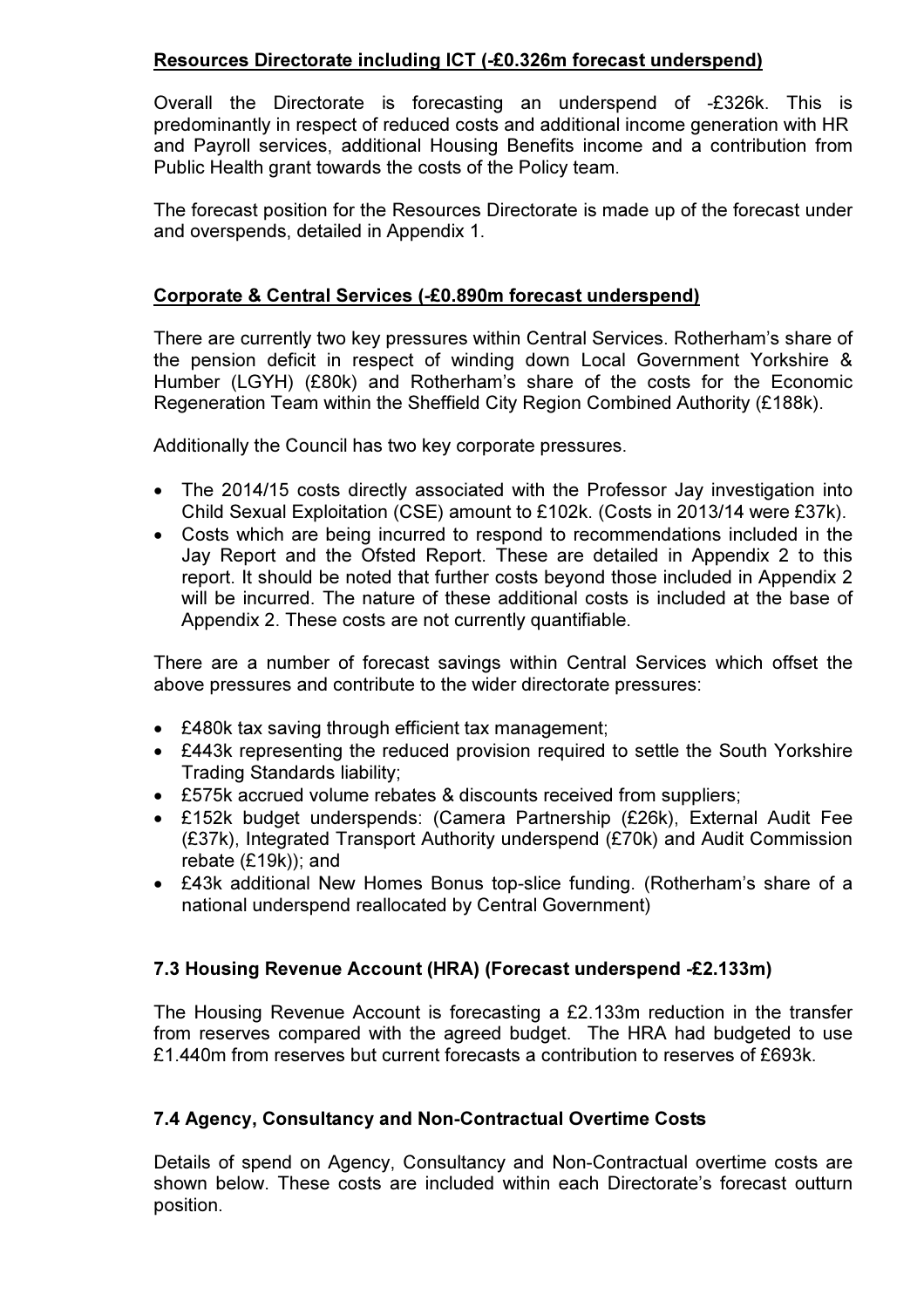**Resources Directorate including ICT (-£0.326m forecast underspend)**

Overall the Directorate is forecasting an underspend of -£326k. This is predominantly in respect of reduced costs and additional income generation with HR and Payroll services, additional Housing Benefits income and a contribution from Public Health grant towards the costs of the Policy team.

The forecast position for the Resources Directorate is made up of the forecast under and overspends, detailed in Appendix 1.

**Corporate & Central Services (-£0.890m forecast underspend)**

There are currently two key pressures within Central Services. Rotherham's share of the pension deficit in respect of winding down Local Government Yorkshire & Humber (LGYH) (£80k) and Rotherham's share of the costs for the Economic Regeneration Team within the Sheffield City Region Combined Authority (£188k).

Additionally the Council has two key corporate pressures.

- The 2014/15 costs directly associated with the Professor Jay investigation into Child Sexual Exploitation (CSE) amount to £102k. (Costs in 2013/14 were £37k).
- Costs which are being incurred to respond to recommendations included in the Jay Report and the Ofsted Report. These are detailed in Appendix 2 to this report. It should be noted that further costs beyond those included in Appendix 2 will be incurred. The nature of these additional costs is included at the base of Appendix 2. These costs are not currently quantifiable.

There are a number of forecast savings within Central Services which offset the above pressures and contribute to the wider directorate pressures:

- £480k tax saving through efficient tax management;
- £443k representing the reduced provision required to settle the South Yorkshire Trading Standards liability;
- £575k accrued volume rebates & discounts received from suppliers;
- £152k budget underspends: (Camera Partnership (£26k), External Audit Fee (£37k), Integrated Transport Authority underspend (£70k) and Audit Commission rebate (£19k)); and
- £43k additional New Homes Bonus top-slice funding. (Rotherham's share of a national underspend reallocated by Central Government)

### 7.3 Housing Revenue Account (HRA) (Forecast underspend -£2.133m)

The Housing Revenue Account is forecasting a £2.133m reduction in the transfer from reserves compared with the agreed budget. The HRA had budgeted to use £1.440m from reserves but current forecasts a contribution to reserves of £693k.

### 7.4 Agency, Consultancy and Non-Contractual Overtime Costs

Details of spend on Agency, Consultancy and Non-Contractual overtime costs are shown below. These costs are included within each Directorate's forecast outturn position.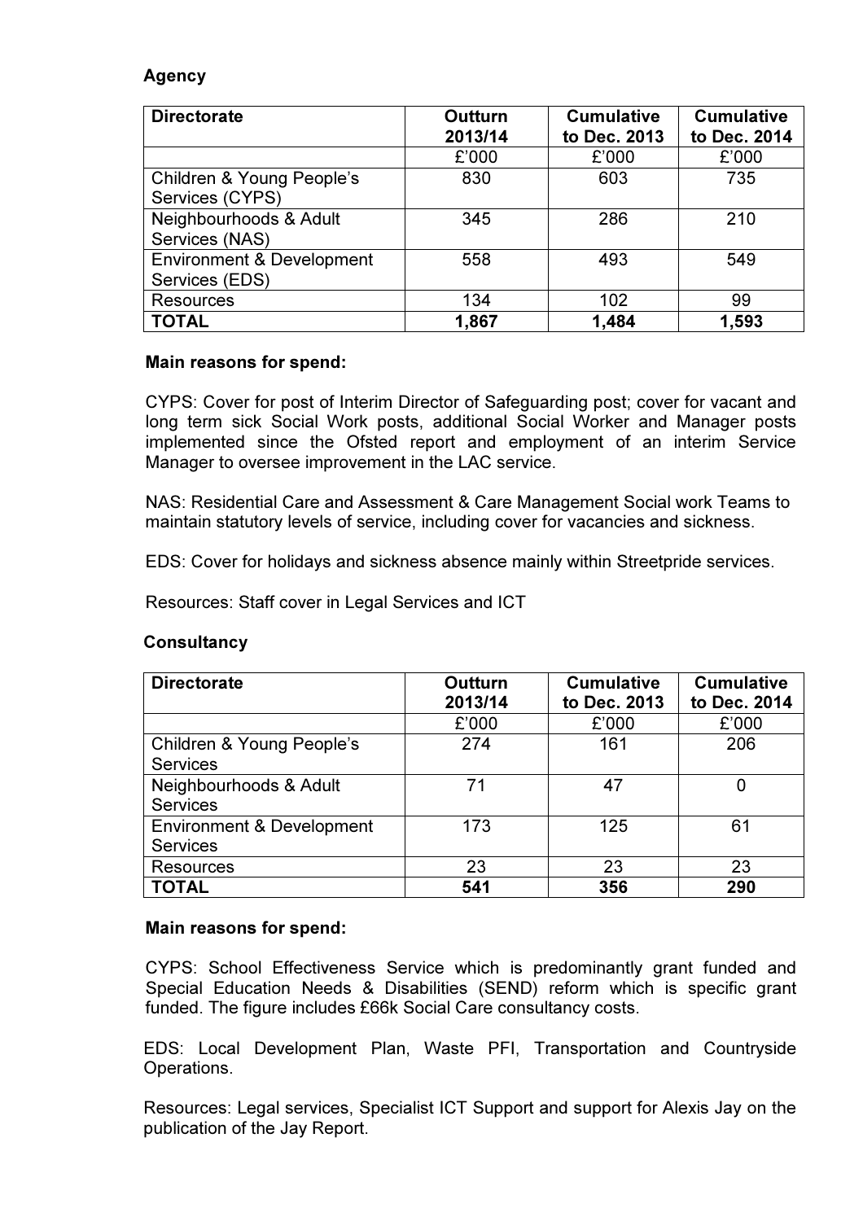**Agency**

| Directorate | Outturn 2013/14 | Cumulative to Dec. 2013 | Cumulative to Dec. 2014 |
|---|---|---|---|
| | £'000 | £'000 | £'000 |
| Children & Young People's Services (CYPS) | 830 | 603 | 735 |
| Neighbourhoods & Adult Services (NAS) | 345 | 286 | 210 |
| Environment & Development Services (EDS) | 558 | 493 | 549 |
| Resources | 134 | 102 | 99 |
| **TOTAL** | **1,867** | **1,484** | **1,593** |

**Main reasons for spend:**

CYPS: Cover for post of Interim Director of Safeguarding post; cover for vacant and long term sick Social Work posts, additional Social Worker and Manager posts implemented since the Ofsted report and employment of an interim Service Manager to oversee improvement in the LAC service.

NAS: Residential Care and Assessment & Care Management Social work Teams to maintain statutory levels of service, including cover for vacancies and sickness.

EDS: Cover for holidays and sickness absence mainly within Streetpride services.

Resources: Staff cover in Legal Services and ICT

**Consultancy**

| Directorate | Outturn 2013/14 | Cumulative to Dec. 2013 | Cumulative to Dec. 2014 |
|---|---|---|---|
| | £'000 | £'000 | £'000 |
| Children & Young People's Services | 274 | 161 | 206 |
| Neighbourhoods & Adult Services | 71 | 47 | 0 |
| Environment & Development Services | 173 | 125 | 61 |
| Resources | 23 | 23 | 23 |
| **TOTAL** | **541** | **356** | **290** |

**Main reasons for spend:**

CYPS: School Effectiveness Service which is predominantly grant funded and Special Education Needs & Disabilities (SEND) reform which is specific grant funded. The figure includes £66k Social Care consultancy costs.

EDS: Local Development Plan, Waste PFI, Transportation and Countryside Operations.

Resources: Legal services, Specialist ICT Support and support for Alexis Jay on the publication of the Jay Report.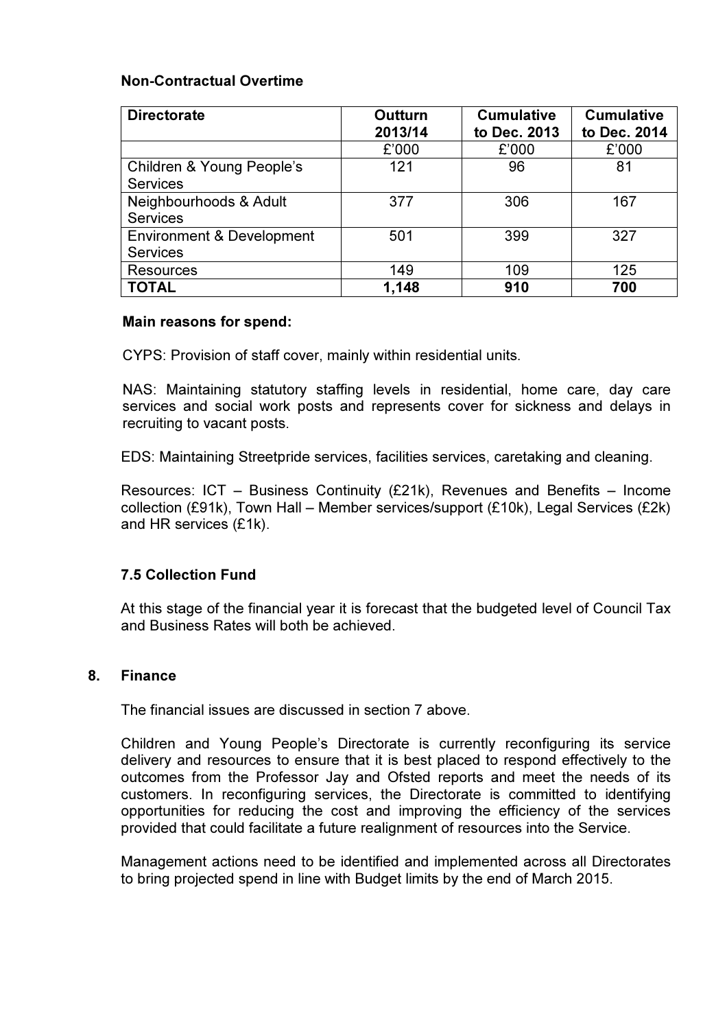**Non-Contractual Overtime**

| Directorate | Outturn 2013/14 | Cumulative to Dec. 2013 | Cumulative to Dec. 2014 |
|---|---|---|---|
| | £'000 | £'000 | £'000 |
| Children & Young People's Services | 121 | 96 | 81 |
| Neighbourhoods & Adult Services | 377 | 306 | 167 |
| Environment & Development Services | 501 | 399 | 327 |
| Resources | 149 | 109 | 125 |
| **TOTAL** | **1,148** | **910** | **700** |

**Main reasons for spend:**

CYPS: Provision of staff cover, mainly within residential units.

NAS: Maintaining statutory staffing levels in residential, home care, day care services and social work posts and represents cover for sickness and delays in recruiting to vacant posts.

EDS: Maintaining Streetpride services, facilities services, caretaking and cleaning.

Resources: ICT – Business Continuity (£21k), Revenues and Benefits – Income collection (£91k), Town Hall – Member services/support (£10k), Legal Services (£2k) and HR services (£1k).

### 7.5 Collection Fund

At this stage of the financial year it is forecast that the budgeted level of Council Tax and Business Rates will both be achieved.

## 8. Finance

The financial issues are discussed in section 7 above.

Children and Young People's Directorate is currently reconfiguring its service delivery and resources to ensure that it is best placed to respond effectively to the outcomes from the Professor Jay and Ofsted reports and meet the needs of its customers. In reconfiguring services, the Directorate is committed to identifying opportunities for reducing the cost and improving the efficiency of the services provided that could facilitate a future realignment of resources into the Service.

Management actions need to be identified and implemented across all Directorates to bring projected spend in line with Budget limits by the end of March 2015.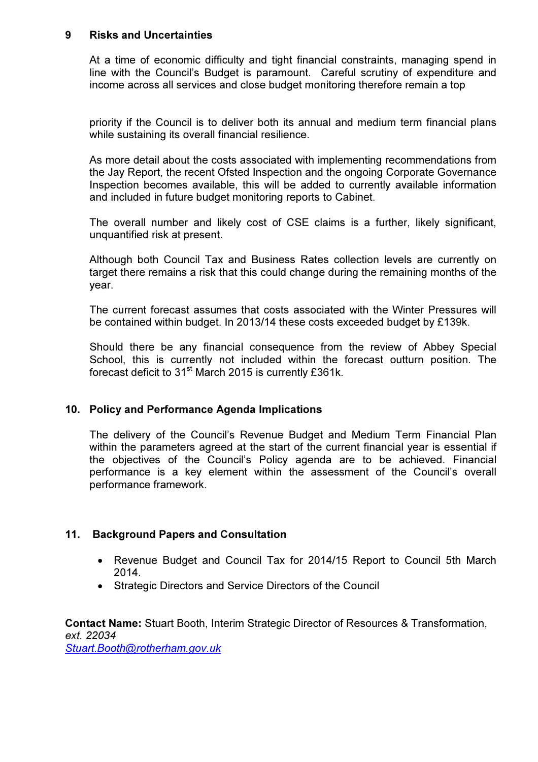## 9 Risks and Uncertainties

At a time of economic difficulty and tight financial constraints, managing spend in line with the Council's Budget is paramount. Careful scrutiny of expenditure and income across all services and close budget monitoring therefore remain a top priority if the Council is to deliver both its annual and medium term financial plans while sustaining its overall financial resilience.

As more detail about the costs associated with implementing recommendations from the Jay Report, the recent Ofsted Inspection and the ongoing Corporate Governance Inspection becomes available, this will be added to currently available information and included in future budget monitoring reports to Cabinet.

The overall number and likely cost of CSE claims is a further, likely significant, unquantified risk at present.

Although both Council Tax and Business Rates collection levels are currently on target there remains a risk that this could change during the remaining months of the year.

The current forecast assumes that costs associated with the Winter Pressures will be contained within budget. In 2013/14 these costs exceeded budget by £139k.

Should there be any financial consequence from the review of Abbey Special School, this is currently not included within the forecast outturn position. The forecast deficit to 31st March 2015 is currently £361k.

## 10. Policy and Performance Agenda Implications

The delivery of the Council's Revenue Budget and Medium Term Financial Plan within the parameters agreed at the start of the current financial year is essential if the objectives of the Council's Policy agenda are to be achieved. Financial performance is a key element within the assessment of the Council's overall performance framework.

## 11. Background Papers and Consultation

- Revenue Budget and Council Tax for 2014/15 Report to Council 5th March 2014.
- Strategic Directors and Service Directors of the Council

**Contact Name:** Stuart Booth, Interim Strategic Director of Resources & Transformation, *ext. 22034*
Stuart.Booth@rotherham.gov.uk